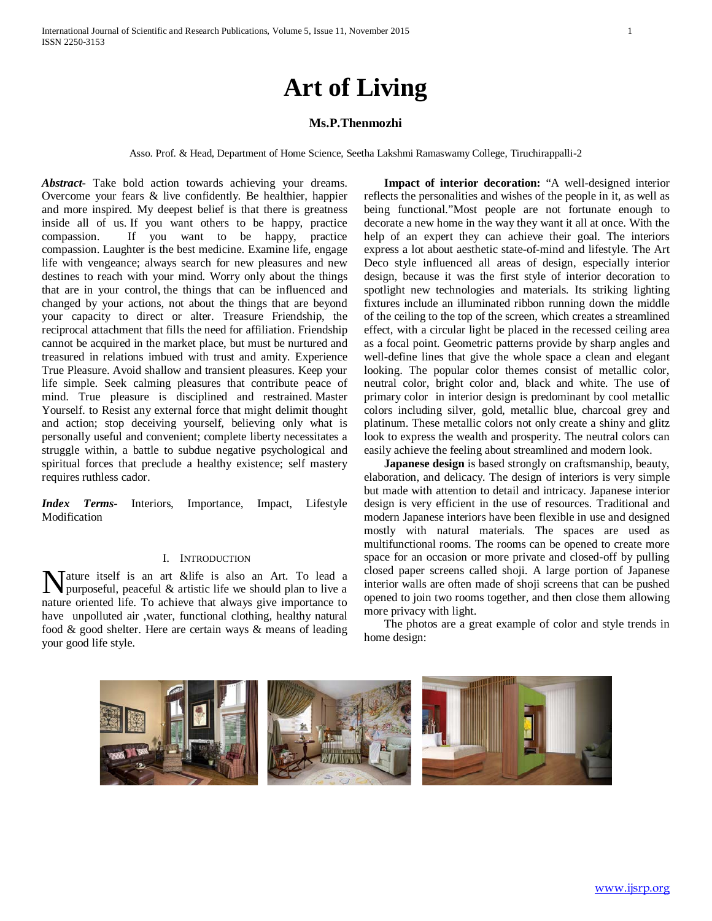# Art of Living

**Ms.P.Thenmozhi**

Asso. Prof. & Head, Department of Home Science, Seetha Lakshmi Ramaswamy College, Tiruchirappalli-2

***Abstract*-** Take bold action towards achieving your dreams. Overcome your fears & live confidently. Be healthier, happier and more inspired. My deepest belief is that there is greatness inside all of us. If you want others to be happy, practice compassion. If you want to be happy, practice compassion. Laughter is the best medicine. Examine life, engage life with vengeance; always search for new pleasures and new destines to reach with your mind. Worry only about the things that are in your control, the things that can be influenced and changed by your actions, not about the things that are beyond your capacity to direct or alter. Treasure Friendship, the reciprocal attachment that fills the need for affiliation. Friendship cannot be acquired in the market place, but must be nurtured and treasured in relations imbued with trust and amity. Experience True Pleasure. Avoid shallow and transient pleasures. Keep your life simple. Seek calming pleasures that contribute peace of mind. True pleasure is disciplined and restrained. Master Yourself. to Resist any external force that might delimit thought and action; stop deceiving yourself, believing only what is personally useful and convenient; complete liberty necessitates a struggle within, a battle to subdue negative psychological and spiritual forces that preclude a healthy existence; self mastery requires ruthless cador.

***Index Terms*-** Interiors, Importance, Impact, Lifestyle Modification

## I. Introduction

Nature itself is an art &life is also an Art. To lead a purposeful, peaceful & artistic life we should plan to live a nature oriented life. To achieve that always give importance to have unpolluted air ,water, functional clothing, healthy natural food & good shelter. Here are certain ways & means of leading your good life style.

**Impact of interior decoration:** "A well-designed interior reflects the personalities and wishes of the people in it, as well as being functional."Most people are not fortunate enough to decorate a new home in the way they want it all at once. With the help of an expert they can achieve their goal. The interiors express a lot about aesthetic state-of-mind and lifestyle. The Art Deco style influenced all areas of design, especially interior design, because it was the first style of interior decoration to spotlight new technologies and materials. Its striking lighting fixtures include an illuminated ribbon running down the middle of the ceiling to the top of the screen, which creates a streamlined effect, with a circular light be placed in the recessed ceiling area as a focal point. Geometric patterns provide by sharp angles and well-define lines that give the whole space a clean and elegant looking. The popular color themes consist of metallic color, neutral color, bright color and, black and white. The use of primary color in interior design is predominant by cool metallic colors including silver, gold, metallic blue, charcoal grey and platinum. These metallic colors not only create a shiny and glitz look to express the wealth and prosperity. The neutral colors can easily achieve the feeling about streamlined and modern look.

**Japanese design** is based strongly on craftsmanship, beauty, elaboration, and delicacy. The design of interiors is very simple but made with attention to detail and intricacy. Japanese interior design is very efficient in the use of resources. Traditional and modern Japanese interiors have been flexible in use and designed mostly with natural materials. The spaces are used as multifunctional rooms. The rooms can be opened to create more space for an occasion or more private and closed-off by pulling closed paper screens called shoji. A large portion of Japanese interior walls are often made of shoji screens that can be pushed opened to join two rooms together, and then close them allowing more privacy with light.

The photos are a great example of color and style trends in home design: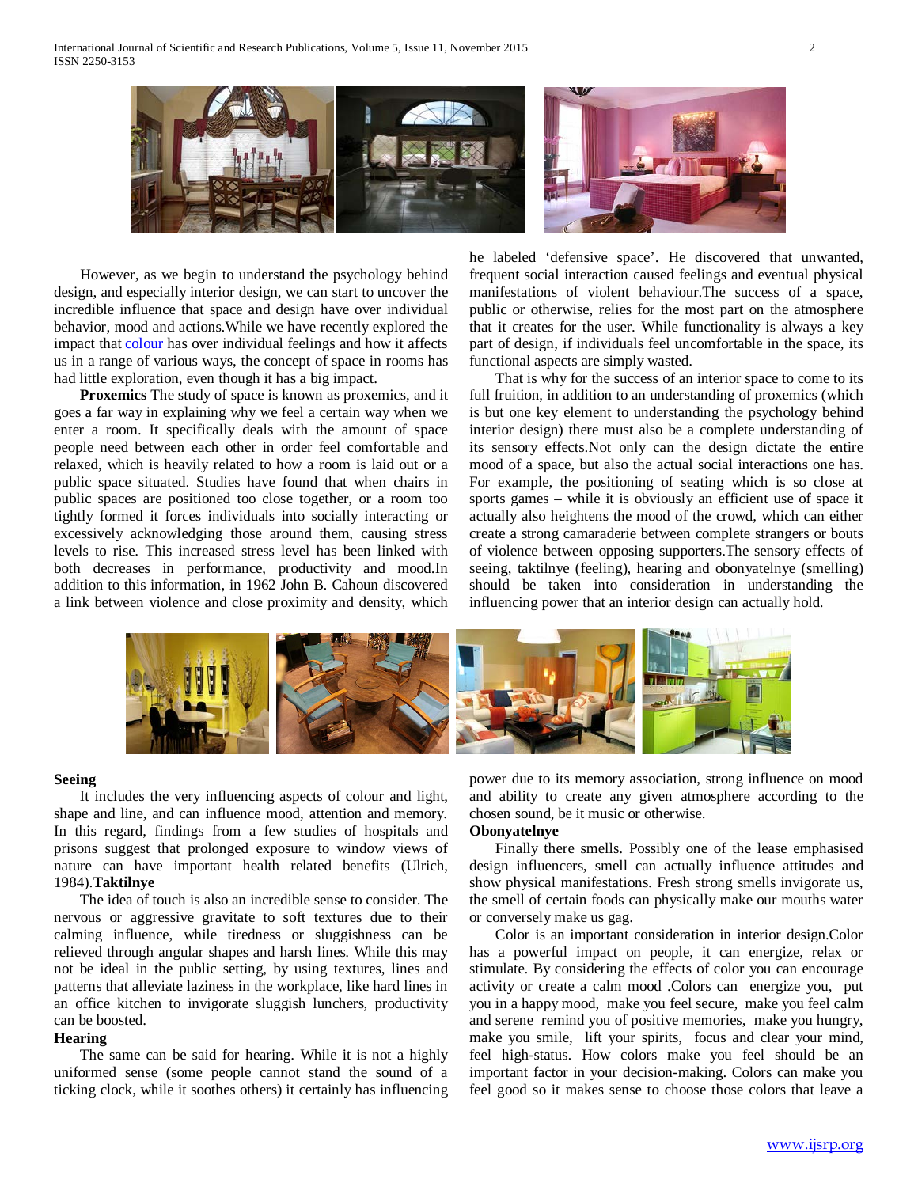However, as we begin to understand the psychology behind design, and especially interior design, we can start to uncover the incredible influence that space and design have over individual behavior, mood and actions.While we have recently explored the impact that colour has over individual feelings and how it affects us in a range of various ways, the concept of space in rooms has had little exploration, even though it has a big impact.

**Proxemics** The study of space is known as proxemics, and it goes a far way in explaining why we feel a certain way when we enter a room. It specifically deals with the amount of space people need between each other in order feel comfortable and relaxed, which is heavily related to how a room is laid out or a public space situated. Studies have found that when chairs in public spaces are positioned too close together, or a room too tightly formed it forces individuals into socially interacting or excessively acknowledging those around them, causing stress levels to rise. This increased stress level has been linked with both decreases in performance, productivity and mood.In addition to this information, in 1962 John B. Cahoun discovered a link between violence and close proximity and density, which he labeled 'defensive space'. He discovered that unwanted, frequent social interaction caused feelings and eventual physical manifestations of violent behaviour.The success of a space, public or otherwise, relies for the most part on the atmosphere that it creates for the user. While functionality is always a key part of design, if individuals feel uncomfortable in the space, its functional aspects are simply wasted.

That is why for the success of an interior space to come to its full fruition, in addition to an understanding of proxemics (which is but one key element to understanding the psychology behind interior design) there must also be a complete understanding of its sensory effects.Not only can the design dictate the entire mood of a space, but also the actual social interactions one has. For example, the positioning of seating which is so close at sports games – while it is obviously an efficient use of space it actually also heightens the mood of the crowd, which can either create a strong camaraderie between complete strangers or bouts of violence between opposing supporters.The sensory effects of seeing, taktilnye (feeling), hearing and obonyatelnye (smelling) should be taken into consideration in understanding the influencing power that an interior design can actually hold.

**Seeing**

It includes the very influencing aspects of colour and light, shape and line, and can influence mood, attention and memory. In this regard, findings from a few studies of hospitals and prisons suggest that prolonged exposure to window views of nature can have important health related benefits (Ulrich, 1984).**Taktilnye**

The idea of touch is also an incredible sense to consider. The nervous or aggressive gravitate to soft textures due to their calming influence, while tiredness or sluggishness can be relieved through angular shapes and harsh lines. While this may not be ideal in the public setting, by using textures, lines and patterns that alleviate laziness in the workplace, like hard lines in an office kitchen to invigorate sluggish lunchers, productivity can be boosted.

**Hearing**

The same can be said for hearing. While it is not a highly uniformed sense (some people cannot stand the sound of a ticking clock, while it soothes others) it certainly has influencing power due to its memory association, strong influence on mood and ability to create any given atmosphere according to the chosen sound, be it music or otherwise.

**Obonyatelnye**

Finally there smells. Possibly one of the lease emphasised design influencers, smell can actually influence attitudes and show physical manifestations. Fresh strong smells invigorate us, the smell of certain foods can physically make our mouths water or conversely make us gag.

Color is an important consideration in interior design.Color has a powerful impact on people, it can energize, relax or stimulate. By considering the effects of color you can encourage activity or create a calm mood .Colors can energize you, put you in a happy mood, make you feel secure, make you feel calm and serene remind you of positive memories, make you hungry, make you smile, lift your spirits, focus and clear your mind, feel high-status. How colors make you feel should be an important factor in your decision-making. Colors can make you feel good so it makes sense to choose those colors that leave a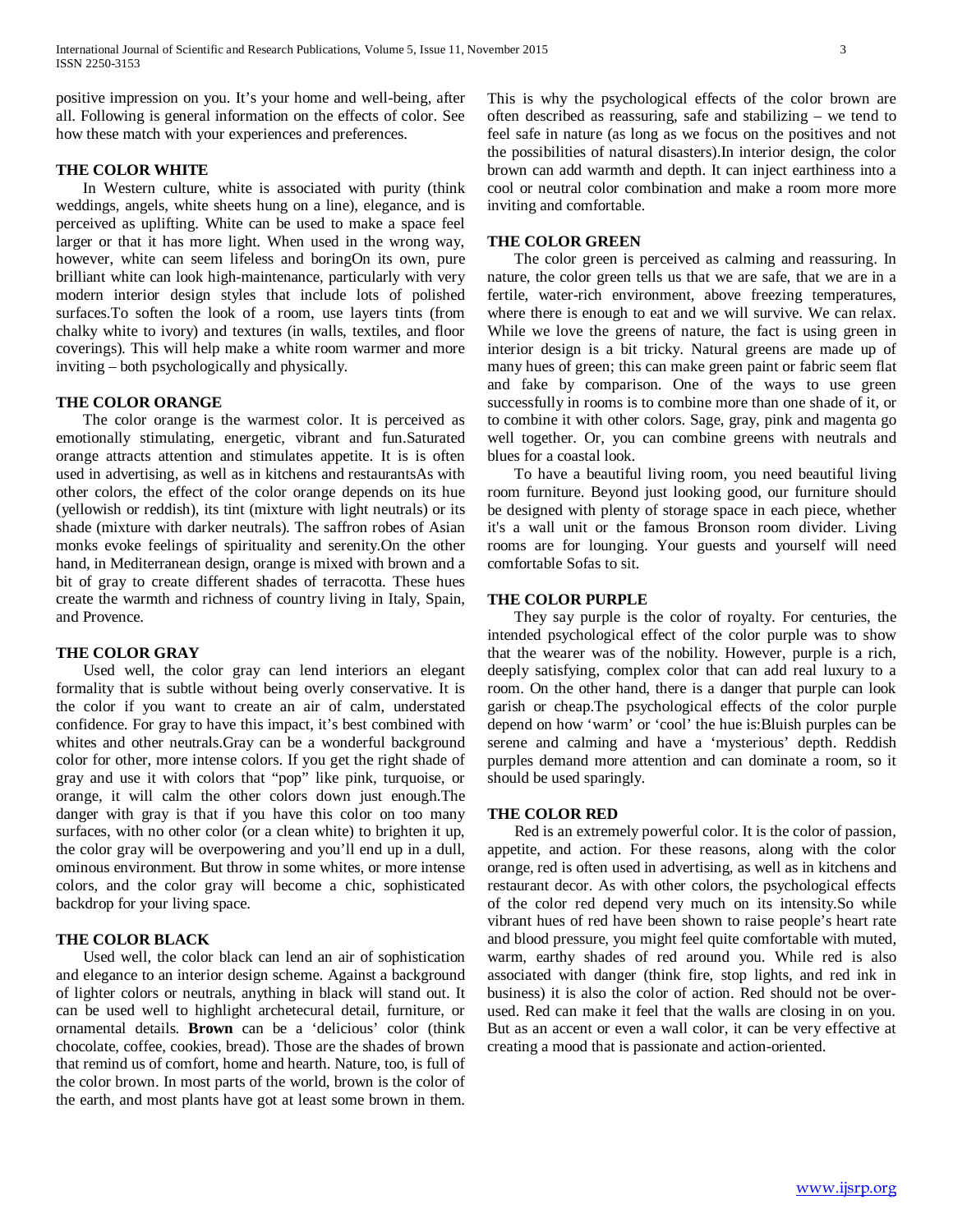positive impression on you. It's your home and well-being, after all. Following is general information on the effects of color. See how these match with your experiences and preferences.

### THE COLOR WHITE

In Western culture, white is associated with purity (think weddings, angels, white sheets hung on a line), elegance, and is perceived as uplifting. White can be used to make a space feel larger or that it has more light. When used in the wrong way, however, white can seem lifeless and boringOn its own, pure brilliant white can look high-maintenance, particularly with very modern interior design styles that include lots of polished surfaces.To soften the look of a room, use layers tints (from chalky white to ivory) and textures (in walls, textiles, and floor coverings). This will help make a white room warmer and more inviting – both psychologically and physically.

### THE COLOR ORANGE

The color orange is the warmest color. It is perceived as emotionally stimulating, energetic, vibrant and fun.Saturated orange attracts attention and stimulates appetite. It is is often used in advertising, as well as in kitchens and restaurantsAs with other colors, the effect of the color orange depends on its hue (yellowish or reddish), its tint (mixture with light neutrals) or its shade (mixture with darker neutrals). The saffron robes of Asian monks evoke feelings of spirituality and serenity.On the other hand, in Mediterranean design, orange is mixed with brown and a bit of gray to create different shades of terracotta. These hues create the warmth and richness of country living in Italy, Spain, and Provence.

### THE COLOR GRAY

Used well, the color gray can lend interiors an elegant formality that is subtle without being overly conservative. It is the color if you want to create an air of calm, understated confidence. For gray to have this impact, it's best combined with whites and other neutrals.Gray can be a wonderful background color for other, more intense colors. If you get the right shade of gray and use it with colors that "pop" like pink, turquoise, or orange, it will calm the other colors down just enough.The danger with gray is that if you have this color on too many surfaces, with no other color (or a clean white) to brighten it up, the color gray will be overpowering and you'll end up in a dull, ominous environment. But throw in some whites, or more intense colors, and the color gray will become a chic, sophisticated backdrop for your living space.

### THE COLOR BLACK

Used well, the color black can lend an air of sophistication and elegance to an interior design scheme. Against a background of lighter colors or neutrals, anything in black will stand out. It can be used well to highlight archetecural detail, furniture, or ornamental details. **Brown** can be a 'delicious' color (think chocolate, coffee, cookies, bread). Those are the shades of brown that remind us of comfort, home and hearth. Nature, too, is full of the color brown. In most parts of the world, brown is the color of the earth, and most plants have got at least some brown in them. This is why the psychological effects of the color brown are often described as reassuring, safe and stabilizing – we tend to feel safe in nature (as long as we focus on the positives and not the possibilities of natural disasters).In interior design, the color brown can add warmth and depth. It can inject earthiness into a cool or neutral color combination and make a room more more inviting and comfortable.

### THE COLOR GREEN

The color green is perceived as calming and reassuring. In nature, the color green tells us that we are safe, that we are in a fertile, water-rich environment, above freezing temperatures, where there is enough to eat and we will survive. We can relax. While we love the greens of nature, the fact is using green in interior design is a bit tricky. Natural greens are made up of many hues of green; this can make green paint or fabric seem flat and fake by comparison. One of the ways to use green successfully in rooms is to combine more than one shade of it, or to combine it with other colors. Sage, gray, pink and magenta go well together. Or, you can combine greens with neutrals and blues for a coastal look.

To have a beautiful living room, you need beautiful living room furniture. Beyond just looking good, our furniture should be designed with plenty of storage space in each piece, whether it's a wall unit or the famous Bronson room divider. Living rooms are for lounging. Your guests and yourself will need comfortable Sofas to sit.

### THE COLOR PURPLE

They say purple is the color of royalty. For centuries, the intended psychological effect of the color purple was to show that the wearer was of the nobility. However, purple is a rich, deeply satisfying, complex color that can add real luxury to a room. On the other hand, there is a danger that purple can look garish or cheap.The psychological effects of the color purple depend on how 'warm' or 'cool' the hue is:Bluish purples can be serene and calming and have a 'mysterious' depth. Reddish purples demand more attention and can dominate a room, so it should be used sparingly.

### THE COLOR RED

Red is an extremely powerful color. It is the color of passion, appetite, and action. For these reasons, along with the color orange, red is often used in advertising, as well as in kitchens and restaurant decor. As with other colors, the psychological effects of the color red depend very much on its intensity.So while vibrant hues of red have been shown to raise people's heart rate and blood pressure, you might feel quite comfortable with muted, warm, earthy shades of red around you. While red is also associated with danger (think fire, stop lights, and red ink in business) it is also the color of action. Red should not be over-used. Red can make it feel that the walls are closing in on you. But as an accent or even a wall color, it can be very effective at creating a mood that is passionate and action-oriented.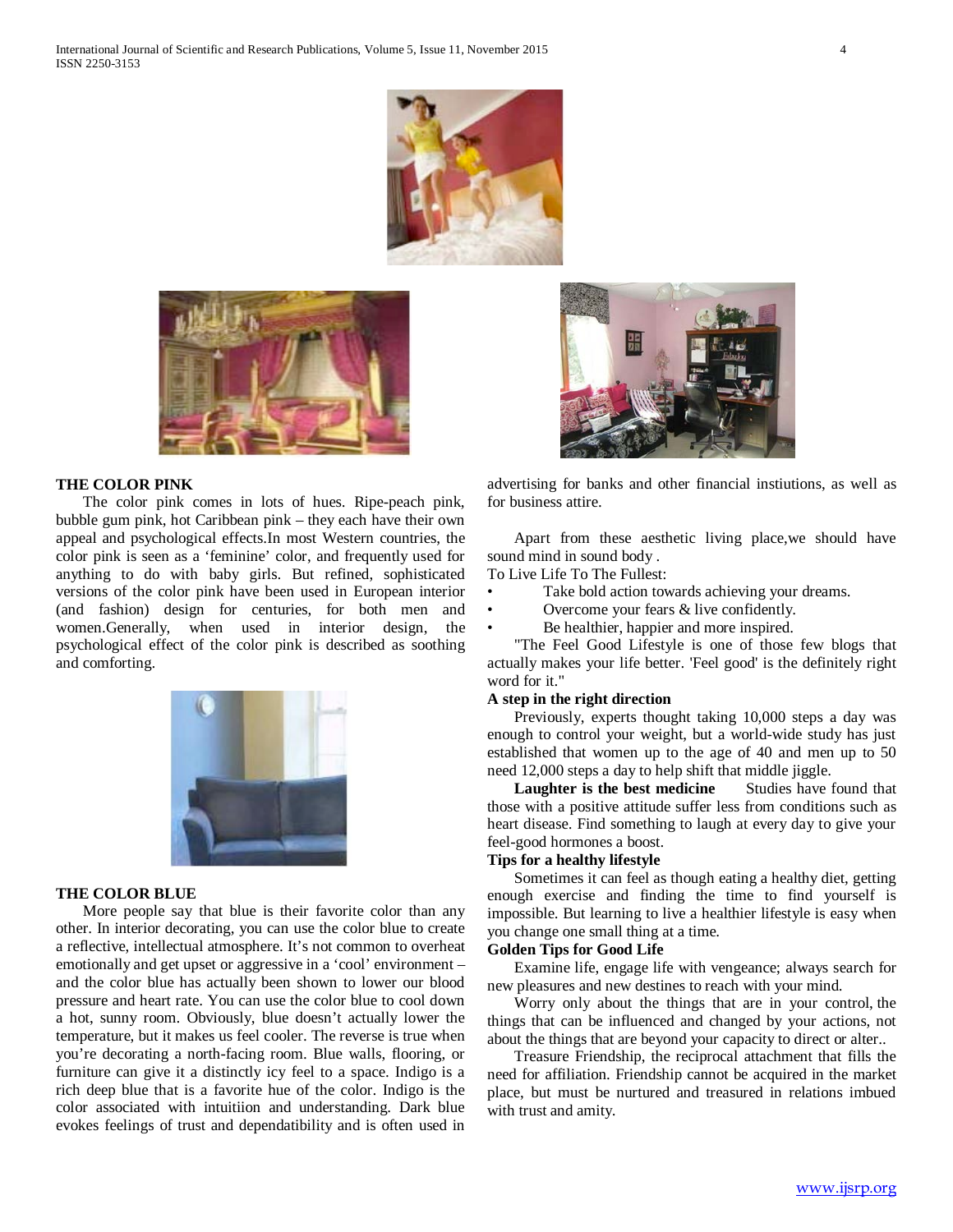### THE COLOR PINK

The color pink comes in lots of hues. Ripe-peach pink, bubble gum pink, hot Caribbean pink – they each have their own appeal and psychological effects.In most Western countries, the color pink is seen as a 'feminine' color, and frequently used for anything to do with baby girls. But refined, sophisticated versions of the color pink have been used in European interior (and fashion) design for centuries, for both men and women.Generally, when used in interior design, the psychological effect of the color pink is described as soothing and comforting.

### THE COLOR BLUE

More people say that blue is their favorite color than any other. In interior decorating, you can use the color blue to create a reflective, intellectual atmosphere. It's not common to overheat emotionally and get upset or aggressive in a 'cool' environment – and the color blue has actually been shown to lower our blood pressure and heart rate. You can use the color blue to cool down a hot, sunny room. Obviously, blue doesn't actually lower the temperature, but it makes us feel cooler. The reverse is true when you're decorating a north-facing room. Blue walls, flooring, or furniture can give it a distinctly icy feel to a space. Indigo is a rich deep blue that is a favorite hue of the color. Indigo is the color associated with intuitiion and understanding. Dark blue evokes feelings of trust and dependatibility and is often used in advertising for banks and other financial instiutions, as well as for business attire.

Apart from these aesthetic living place,we should have sound mind in sound body .

To Live Life To The Fullest:

- Take bold action towards achieving your dreams.
- Overcome your fears & live confidently.
- Be healthier, happier and more inspired.

"The Feel Good Lifestyle is one of those few blogs that actually makes your life better. 'Feel good' is the definitely right word for it."

**A step in the right direction**

Previously, experts thought taking 10,000 steps a day was enough to control your weight, but a world-wide study has just established that women up to the age of 40 and men up to 50 need 12,000 steps a day to help shift that middle jiggle.

**Laughter is the best medicine** Studies have found that those with a positive attitude suffer less from conditions such as heart disease. Find something to laugh at every day to give your feel-good hormones a boost.

**Tips for a healthy lifestyle**

Sometimes it can feel as though eating a healthy diet, getting enough exercise and finding the time to find yourself is impossible. But learning to live a healthier lifestyle is easy when you change one small thing at a time.

**Golden Tips for Good Life**

Examine life, engage life with vengeance; always search for new pleasures and new destines to reach with your mind.

Worry only about the things that are in your control, the things that can be influenced and changed by your actions, not about the things that are beyond your capacity to direct or alter..

Treasure Friendship, the reciprocal attachment that fills the need for affiliation. Friendship cannot be acquired in the market place, but must be nurtured and treasured in relations imbued with trust and amity.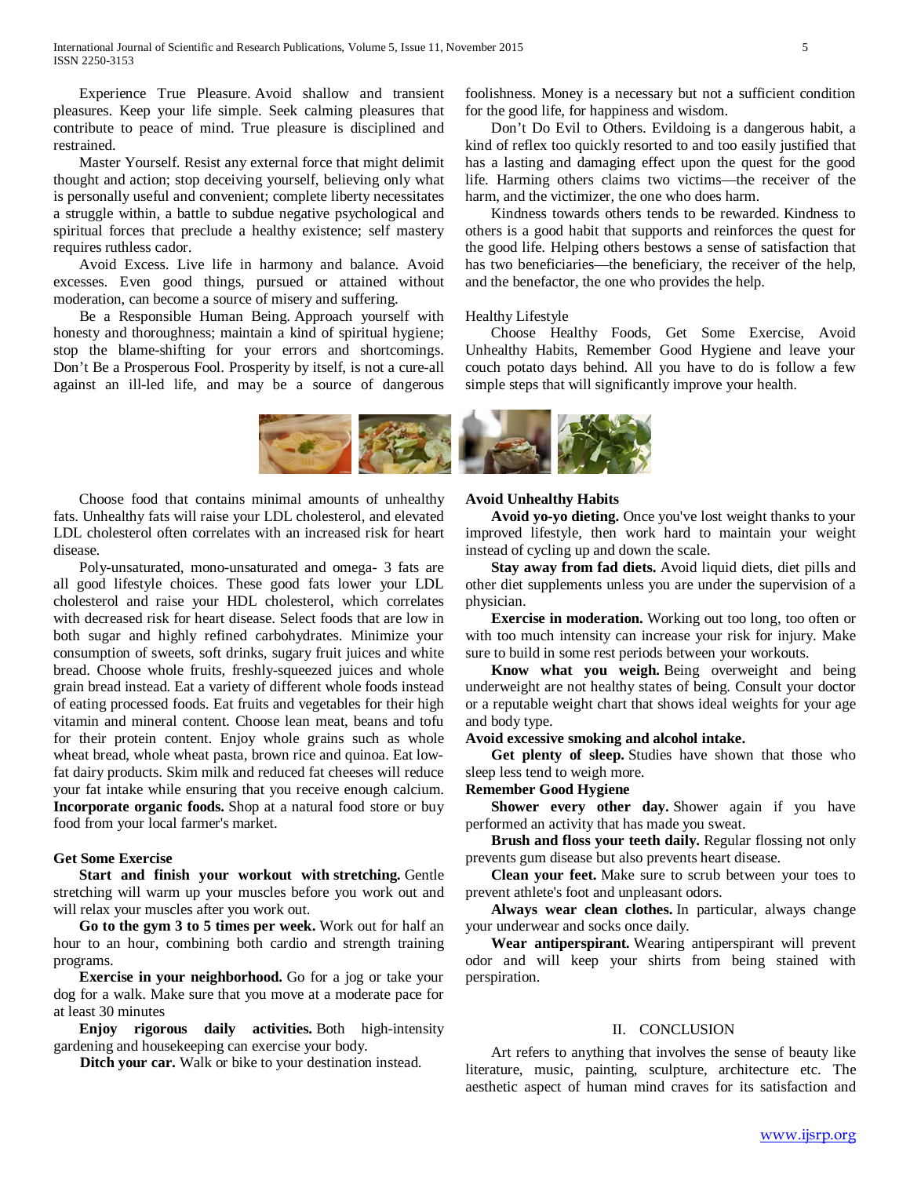Experience True Pleasure. Avoid shallow and transient pleasures. Keep your life simple. Seek calming pleasures that contribute to peace of mind. True pleasure is disciplined and restrained.

Master Yourself. Resist any external force that might delimit thought and action; stop deceiving yourself, believing only what is personally useful and convenient; complete liberty necessitates a struggle within, a battle to subdue negative psychological and spiritual forces that preclude a healthy existence; self mastery requires ruthless cador.

Avoid Excess. Live life in harmony and balance. Avoid excesses. Even good things, pursued or attained without moderation, can become a source of misery and suffering.

Be a Responsible Human Being. Approach yourself with honesty and thoroughness; maintain a kind of spiritual hygiene; stop the blame-shifting for your errors and shortcomings. Don't Be a Prosperous Fool. Prosperity by itself, is not a cure-all against an ill-led life, and may be a source of dangerous foolishness. Money is a necessary but not a sufficient condition for the good life, for happiness and wisdom.

Don't Do Evil to Others. Evildoing is a dangerous habit, a kind of reflex too quickly resorted to and too easily justified that has a lasting and damaging effect upon the quest for the good life. Harming others claims two victims—the receiver of the harm, and the victimizer, the one who does harm.

Kindness towards others tends to be rewarded. Kindness to others is a good habit that supports and reinforces the quest for the good life. Helping others bestows a sense of satisfaction that has two beneficiaries—the beneficiary, the receiver of the help, and the benefactor, the one who provides the help.

Healthy Lifestyle

Choose Healthy Foods, Get Some Exercise, Avoid Unhealthy Habits, Remember Good Hygiene and leave your couch potato days behind. All you have to do is follow a few simple steps that will significantly improve your health.

Choose food that contains minimal amounts of unhealthy fats. Unhealthy fats will raise your LDL cholesterol, and elevated LDL cholesterol often correlates with an increased risk for heart disease.

Poly-unsaturated, mono-unsaturated and omega- 3 fats are all good lifestyle choices. These good fats lower your LDL cholesterol and raise your HDL cholesterol, which correlates with decreased risk for heart disease. Select foods that are low in both sugar and highly refined carbohydrates. Minimize your consumption of sweets, soft drinks, sugary fruit juices and white bread. Choose whole fruits, freshly-squeezed juices and whole grain bread instead. Eat a variety of different whole foods instead of eating processed foods. Eat fruits and vegetables for their high vitamin and mineral content. Choose lean meat, beans and tofu for their protein content. Enjoy whole grains such as whole wheat bread, whole wheat pasta, brown rice and quinoa. Eat low-fat dairy products. Skim milk and reduced fat cheeses will reduce your fat intake while ensuring that you receive enough calcium. **Incorporate organic foods.** Shop at a natural food store or buy food from your local farmer's market.

**Get Some Exercise**

**Start and finish your workout with stretching.** Gentle stretching will warm up your muscles before you work out and will relax your muscles after you work out.

**Go to the gym 3 to 5 times per week.** Work out for half an hour to an hour, combining both cardio and strength training programs.

**Exercise in your neighborhood.** Go for a jog or take your dog for a walk. Make sure that you move at a moderate pace for at least 30 minutes

**Enjoy rigorous daily activities.** Both high-intensity gardening and housekeeping can exercise your body.

**Ditch your car.** Walk or bike to your destination instead.

**Avoid Unhealthy Habits**

**Avoid yo-yo dieting.** Once you've lost weight thanks to your improved lifestyle, then work hard to maintain your weight instead of cycling up and down the scale.

**Stay away from fad diets.** Avoid liquid diets, diet pills and other diet supplements unless you are under the supervision of a physician.

**Exercise in moderation.** Working out too long, too often or with too much intensity can increase your risk for injury. Make sure to build in some rest periods between your workouts.

**Know what you weigh.** Being overweight and being underweight are not healthy states of being. Consult your doctor or a reputable weight chart that shows ideal weights for your age and body type.

**Avoid excessive smoking and alcohol intake.**

**Get plenty of sleep.** Studies have shown that those who sleep less tend to weigh more.

**Remember Good Hygiene**

**Shower every other day.** Shower again if you have performed an activity that has made you sweat.

**Brush and floss your teeth daily.** Regular flossing not only prevents gum disease but also prevents heart disease.

**Clean your feet.** Make sure to scrub between your toes to prevent athlete's foot and unpleasant odors.

**Always wear clean clothes.** In particular, always change your underwear and socks once daily.

**Wear antiperspirant.** Wearing antiperspirant will prevent odor and will keep your shirts from being stained with perspiration.

## II. CONCLUSION

Art refers to anything that involves the sense of beauty like literature, music, painting, sculpture, architecture etc. The aesthetic aspect of human mind craves for its satisfaction and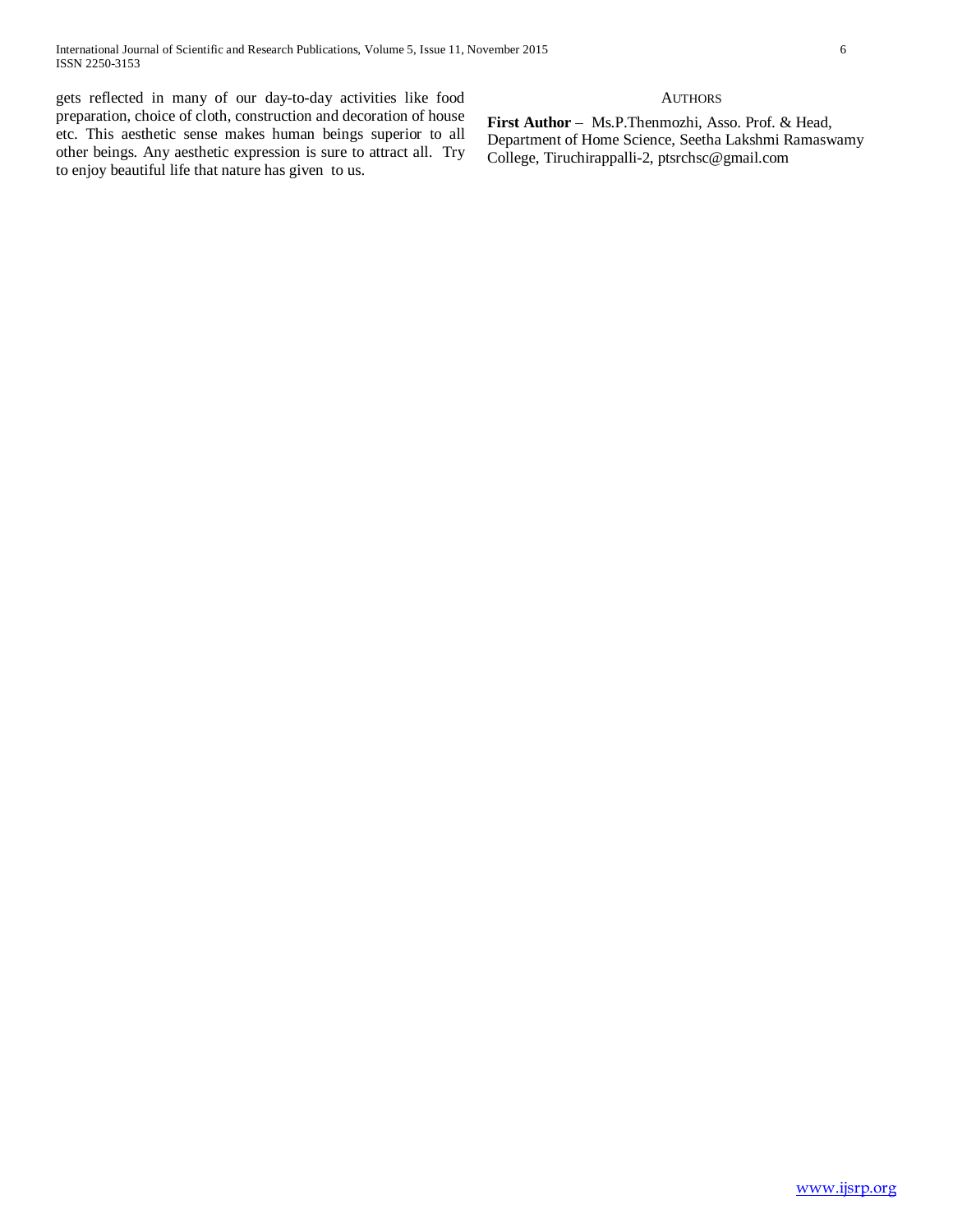gets reflected in many of our day-to-day activities like food preparation, choice of cloth, construction and decoration of house etc. This aesthetic sense makes human beings superior to all other beings. Any aesthetic expression is sure to attract all. Try to enjoy beautiful life that nature has given to us.

## AUTHORS

**First Author** – Ms.P.Thenmozhi, Asso. Prof. & Head, Department of Home Science, Seetha Lakshmi Ramaswamy College, Tiruchirappalli-2, ptsrchsc@gmail.com